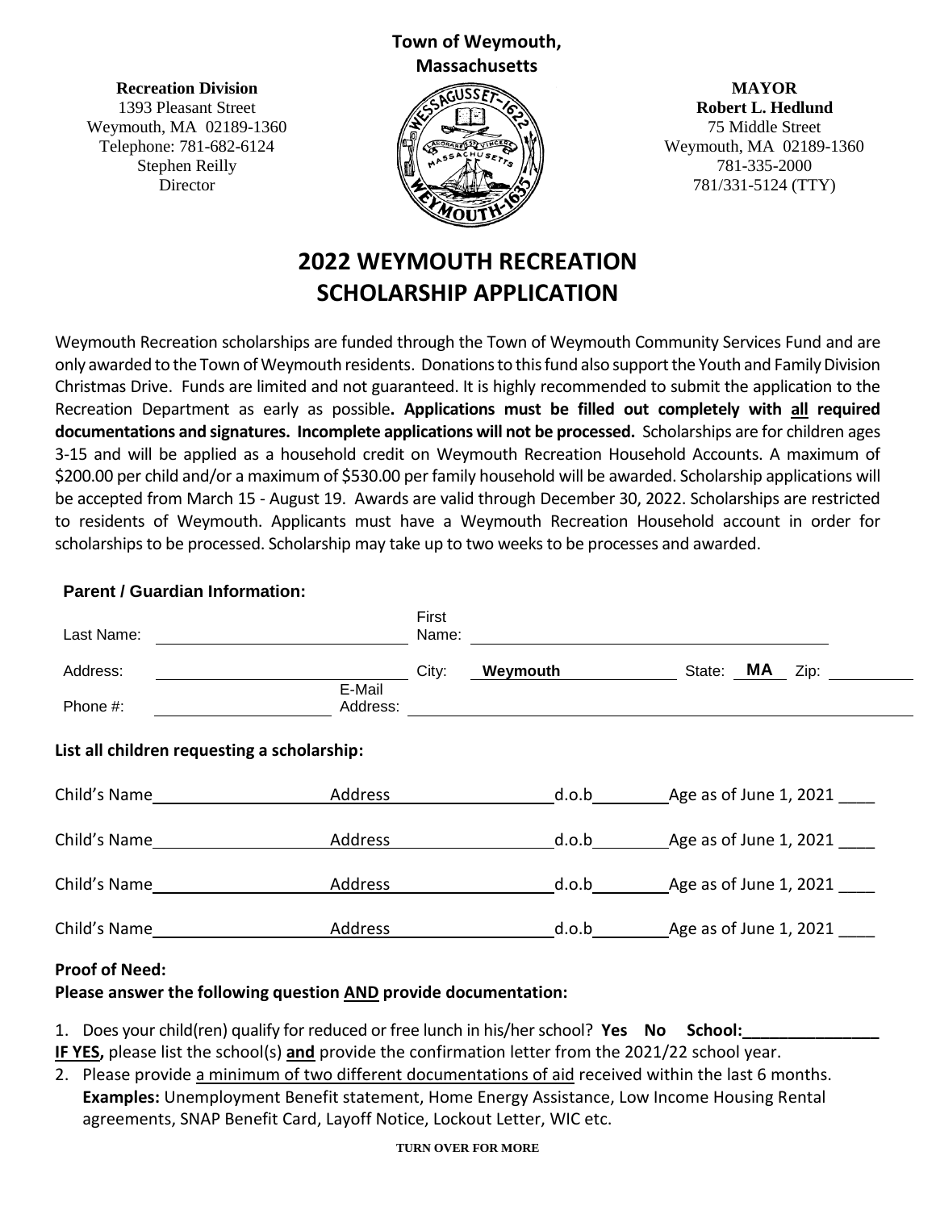**Town of Weymouth, Massachusetts**

**Recreation Division**
1393 Pleasant Street
Weymouth, MA 02189-1360
Telephone: 781-682-6124
Stephen Reilly
Director

**MAYOR**
**Robert L. Hedlund**
75 Middle Street
Weymouth, MA 02189-1360
781-335-2000
781/331-5124 (TTY)

# 2022 WEYMOUTH RECREATION SCHOLARSHIP APPLICATION

Weymouth Recreation scholarships are funded through the Town of Weymouth Community Services Fund and are only awarded to the Town of Weymouth residents. Donations to this fund also support the Youth and Family Division Christmas Drive. Funds are limited and not guaranteed. It is highly recommended to submit the application to the Recreation Department as early as possible**. Applications must be filled out completely with all required documentations and signatures. Incomplete applications will not be processed.** Scholarships are for children ages 3-15 and will be applied as a household credit on Weymouth Recreation Household Accounts. A maximum of $200.00 per child and/or a maximum of $530.00 per family household will be awarded. Scholarship applications will be accepted from March 15 - August 19. Awards are valid through December 30, 2022. Scholarships are restricted to residents of Weymouth. Applicants must have a Weymouth Recreation Household account in order for scholarships to be processed. Scholarship may take up to two weeks to be processes and awarded.

**Parent / Guardian Information:**

Last Name: ______________________ First Name: ______________________

Address: ______________________ City: **Weymouth** State: **MA** Zip: __________

Phone #: ______________________ E-Mail Address: ______________________

**List all children requesting a scholarship:**

Child's Name__________ Address__________ d.o.b__________ Age as of June 1, 2021 ____

Child's Name__________ Address__________ d.o.b__________ Age as of June 1, 2021 ____

Child's Name__________ Address__________ d.o.b__________ Age as of June 1, 2021 ____

Child's Name__________ Address__________ d.o.b__________ Age as of June 1, 2021 ____

**Proof of Need:**
**Please answer the following question AND provide documentation:**

1. Does your child(ren) qualify for reduced or free lunch in his/her school? **Yes No School:________________**
   **IF YES,** please list the school(s) **and** provide the confirmation letter from the 2021/22 school year.
2. Please provide a minimum of two different documentations of aid received within the last 6 months. **Examples:** Unemployment Benefit statement, Home Energy Assistance, Low Income Housing Rental agreements, SNAP Benefit Card, Layoff Notice, Lockout Letter, WIC etc.

**TURN OVER FOR MORE**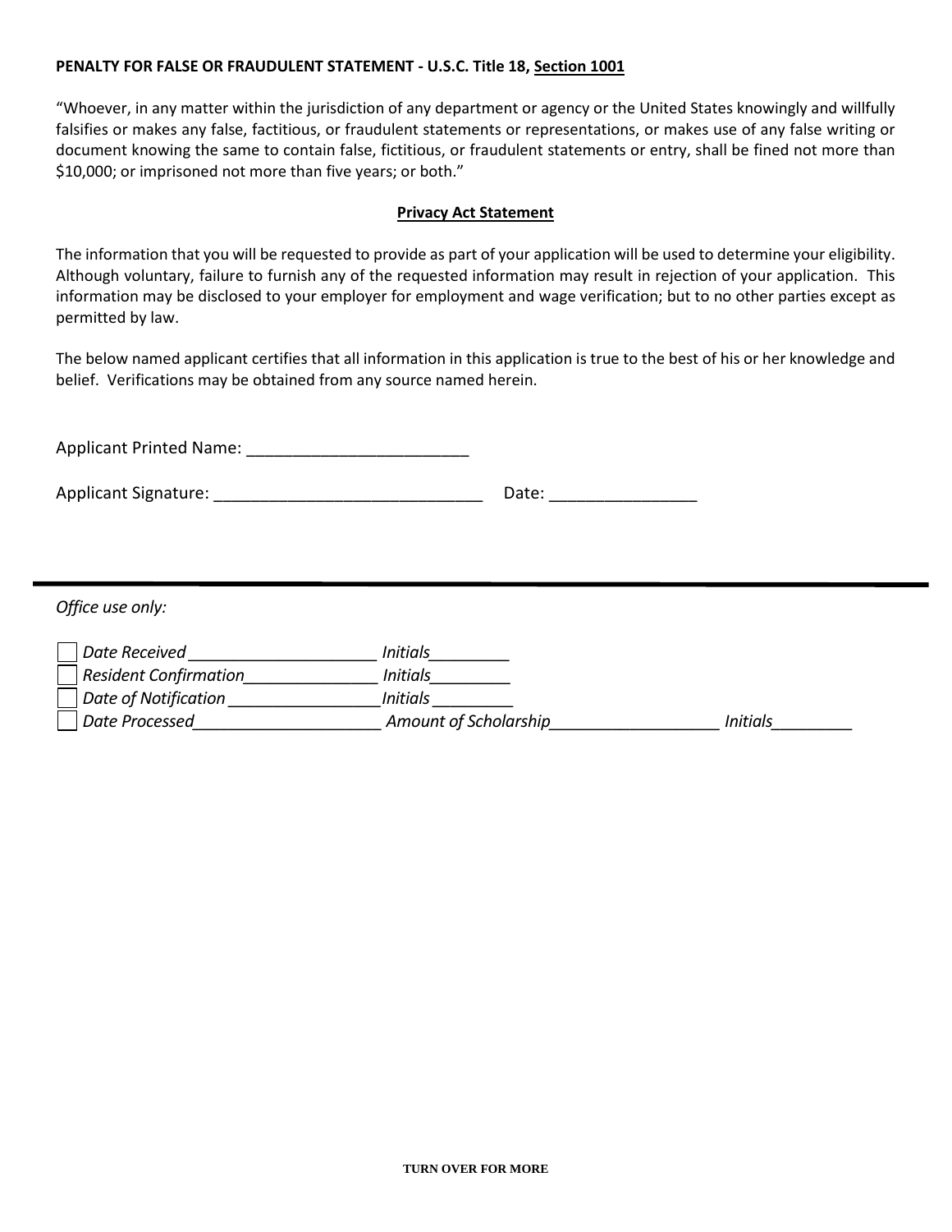**PENALTY FOR FALSE OR FRAUDULENT STATEMENT - U.S.C. Title 18, Section 1001**

"Whoever, in any matter within the jurisdiction of any department or agency or the United States knowingly and willfully falsifies or makes any false, factitious, or fraudulent statements or representations, or makes use of any false writing or document knowing the same to contain false, fictitious, or fraudulent statements or entry, shall be fined not more than $10,000; or imprisoned not more than five years; or both."

**Privacy Act Statement**

The information that you will be requested to provide as part of your application will be used to determine your eligibility. Although voluntary, failure to furnish any of the requested information may result in rejection of your application. This information may be disclosed to your employer for employment and wage verification; but to no other parties except as permitted by law.

The below named applicant certifies that all information in this application is true to the best of his or her knowledge and belief. Verifications may be obtained from any source named herein.

Applicant Printed Name: ________________________

Applicant Signature: _____________________________ Date: ________________

---

*Office use only:*

- ☐ *Date Received* ____________________ *Initials*_________
- ☐ *Resident Confirmation*_______________ *Initials*_________
- ☐ *Date of Notification* ________________*Initials* _________
- ☐ *Date Processed*____________________ *Amount of Scholarship*__________________ *Initials*_________

**TURN OVER FOR MORE**